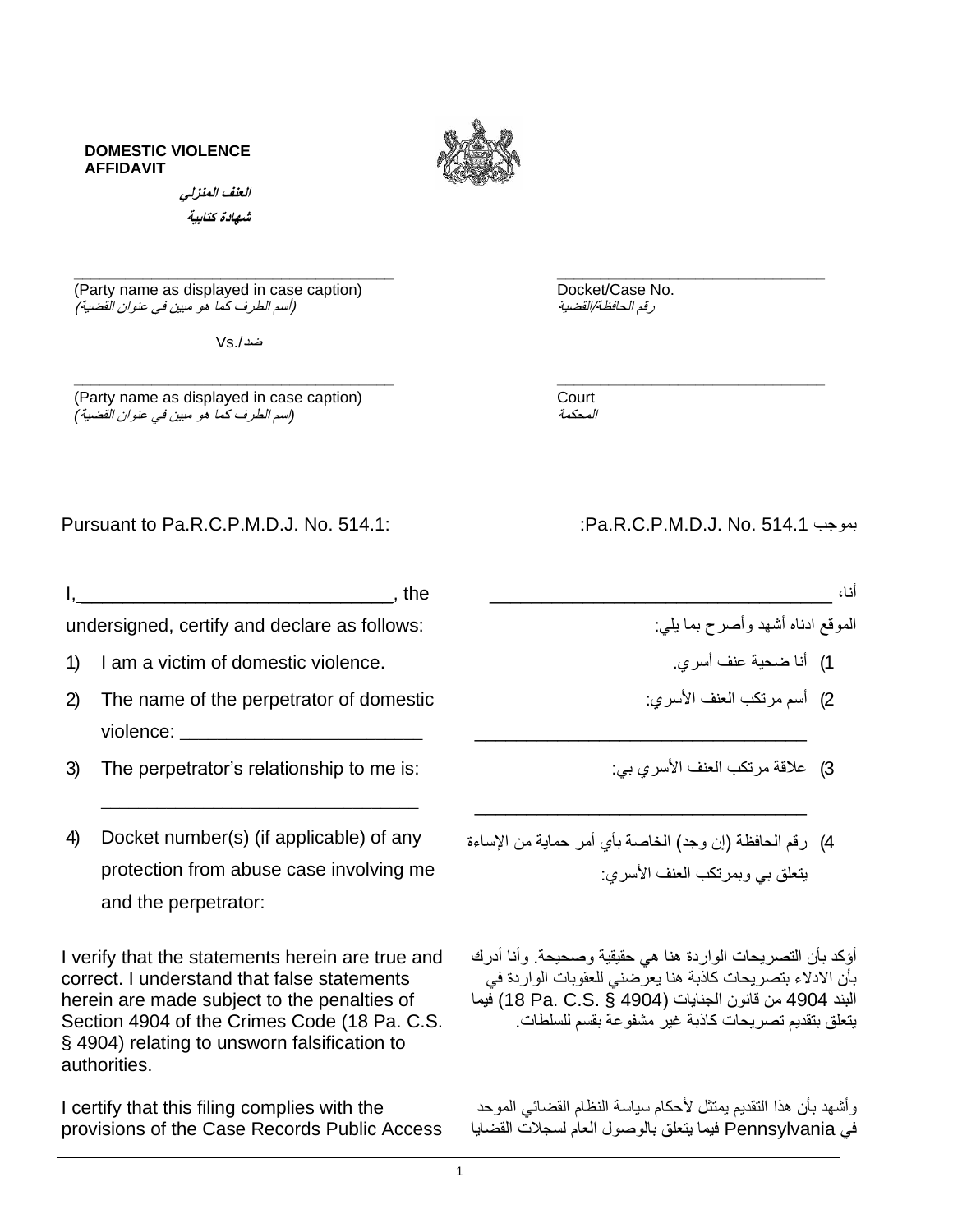**DOMESTIC VIOLENCE AFFIDAVIT**

***العنف المنزلي***

***شهادة كتابية***

______________________________________
(Party name as displayed in case caption)
*(أسم الطرف كما هو مبين في عنوان القضية)*

ضد/Vs.

______________________________________
(Party name as displayed in case caption)
*(اسم الطرف كما هو مبين في عنوان القضية)*

______________________________________
Docket/Case No.
*رقم الحافظة/القضية*

______________________________________
Court
*المحكمة*

Pursuant to Pa.R.C.P.M.D.J. No. 514.1:

بموجب Pa.R.C.P.M.D.J. No. 514.1:

I,______________________________, the undersigned, certify and declare as follows:

1) I am a victim of domestic violence.
2) The name of the perpetrator of domestic violence: _______________________
3) The perpetrator's relationship to me is: ______________________________
4) Docket number(s) (if applicable) of any protection from abuse case involving me and the perpetrator:

أنا، __________________________________ الموقع ادناه أشهد وأصرح بما يلي:

1) أنا ضحية عنف أسري.
2) أسم مرتكب العنف الأسري: __________________________________
3) علاقة مرتكب العنف الأسري بي: __________________________________
4) رقم الحافظة (إن وجد) الخاصة بأي أمر حماية من الإساءة يتعلق بي وبمرتكب العنف الأسري:

I verify that the statements herein are true and correct. I understand that false statements herein are made subject to the penalties of Section 4904 of the Crimes Code (18 Pa. C.S. § 4904) relating to unsworn falsification to authorities.

أؤكد بأن التصريحات الواردة هنا هي حقيقية وصحيحة. وأنا أدرك بأن الادلاء بتصريحات كاذبة هنا يعرضني للعقوبات الواردة في البند 4904 من قانون الجنايات (18 Pa. C.S. § 4904) فيما يتعلق بتقديم تصريحات كاذبة غير مشفوعة بقسم للسلطات.

I certify that this filing complies with the provisions of the Case Records Public Access

وأشهد بأن هذا التقديم يمتثل لأحكام سياسة النظام القضائي الموحد في Pennsylvania فيما يتعلق بالوصول العام لسجلات القضايا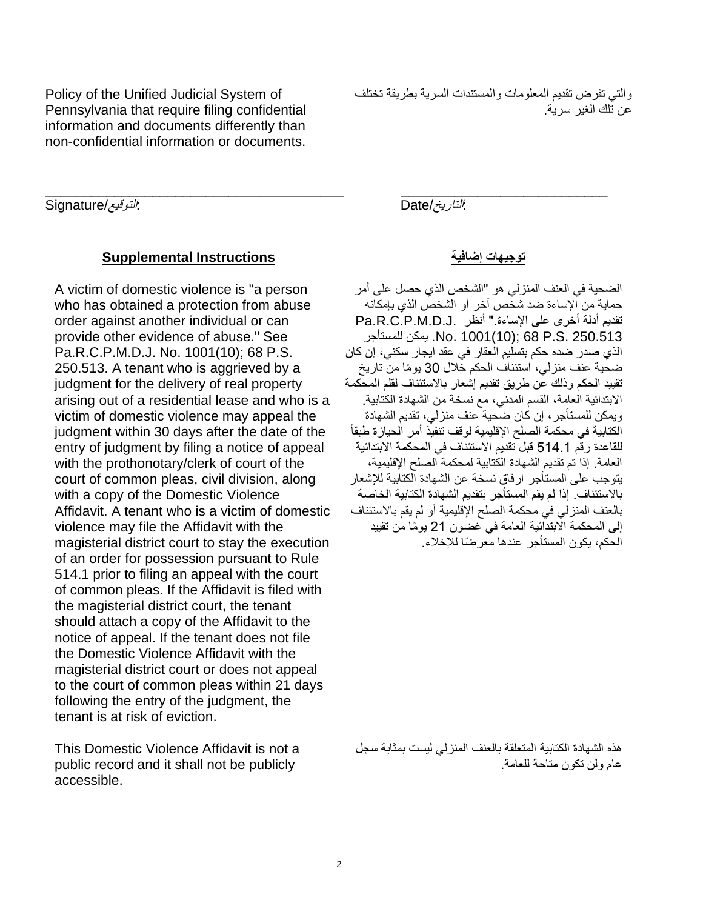Policy of the Unified Judicial System of Pennsylvania that require filing confidential information and documents differently than non-confidential information or documents.

والتي تفرض تقديم المعلومات والمستندات السرية بطريقة تختلف عن تلك الغير سرية.

\_\_\_\_\_\_\_\_\_\_\_\_\_\_\_\_\_\_\_\_\_\_\_\_\_\_\_\_\_\_\_\_\_\_\_\_\_\_\_\_
Signature/*التوقيع*:

\_\_\_\_\_\_\_\_\_\_\_\_\_\_\_\_\_\_\_\_\_\_\_\_\_\_\_\_\_\_
Date/*التاريخ*:

## Supplemental Instructions

A victim of domestic violence is "a person who has obtained a protection from abuse order against another individual or can provide other evidence of abuse." See Pa.R.C.P.M.D.J. No. 1001(10); 68 P.S. 250.513. A tenant who is aggrieved by a judgment for the delivery of real property arising out of a residential lease and who is a victim of domestic violence may appeal the judgment within 30 days after the date of the entry of judgment by filing a notice of appeal with the prothonotary/clerk of court of the court of common pleas, civil division, along with a copy of the Domestic Violence Affidavit. A tenant who is a victim of domestic violence may file the Affidavit with the magisterial district court to stay the execution of an order for possession pursuant to Rule 514.1 prior to filing an appeal with the court of common pleas. If the Affidavit is filed with the magisterial district court, the tenant should attach a copy of the Affidavit to the notice of appeal. If the tenant does not file the Domestic Violence Affidavit with the magisterial district court or does not appeal to the court of common pleas within 21 days following the entry of the judgment, the tenant is at risk of eviction.

This Domestic Violence Affidavit is not a public record and it shall not be publicly accessible.

## توجيهات إضافية

الضحية في العنف المنزلي هو "الشخص الذي حصل على أمر حماية من الإساءة ضد شخص آخر أو الشخص الذي بإمكانه تقديم أدلة أخرى على الإساءة." أنظر Pa.R.C.P.M.D.J. No. 1001(10); 68 P.S. 250.513. يمكن للمستأجر الذي صدر ضده حكم بتسليم العقار في عقد ايجار سكني، إن كان ضحية عنف منزلي، استئناف الحكم خلال 30 يومًا من تاريخ تقييد الحكم وذلك عن طريق تقديم إشعار بالاستئناف لقلم المحكمة الابتدائية العامة، القسم المدني، مع نسخة من الشهادة الكتابية. ويمكن للمستأجر، إن كان ضحية عنف منزلي، تقديم الشهادة الكتابية في محكمة الصلح الإقليمية لوقف تنفيذ أمر الحيازة طبقاً للقاعدة رقم 514.1 قبل تقديم الاستئناف في المحكمة الابتدائية العامة. إذا تم تقديم الشهادة الكتابية لمحكمة الصلح الإقليمية، يتوجب على المستأجر ارفاق نسخة عن الشهادة الكتابية للإشعار بالاستئناف. إذا لم يقم المستأجر بتقديم الشهادة الكتابية الخاصة بالعنف المنزلي في محكمة الصلح الإقليمية أو لم يقم بالاستئناف إلى المحكمة الابتدائية العامة في غضون 21 يومًا من تقييد الحكم، يكون المستأجر عندها معرضًا للإخلاء.

هذه الشهادة الكتابية المتعلقة بالعنف المنزلي ليست بمثابة سجل عام ولن تكون متاحة للعامة.